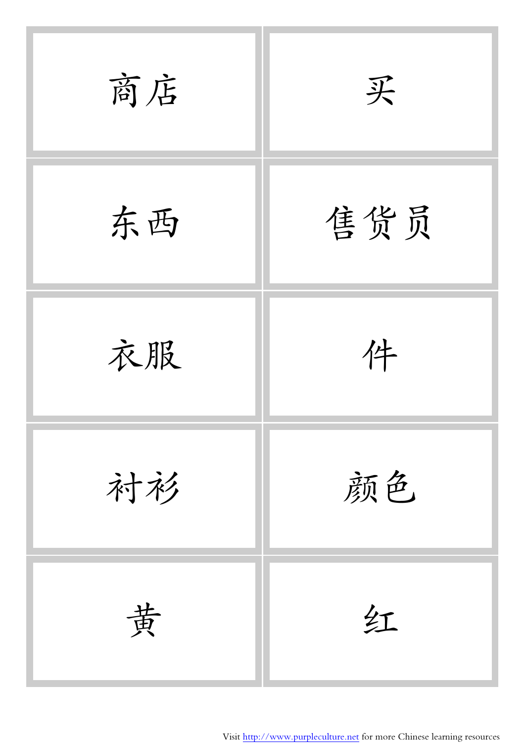| 商店 | 买 |
| --- | --- |
| 东西 | 售货员 |
| 衣服 | 件 |
| 衬衫 | 颜色 |
| 黄 | 红 |

Visit http://www.purpleculture.net for more Chinese learning resources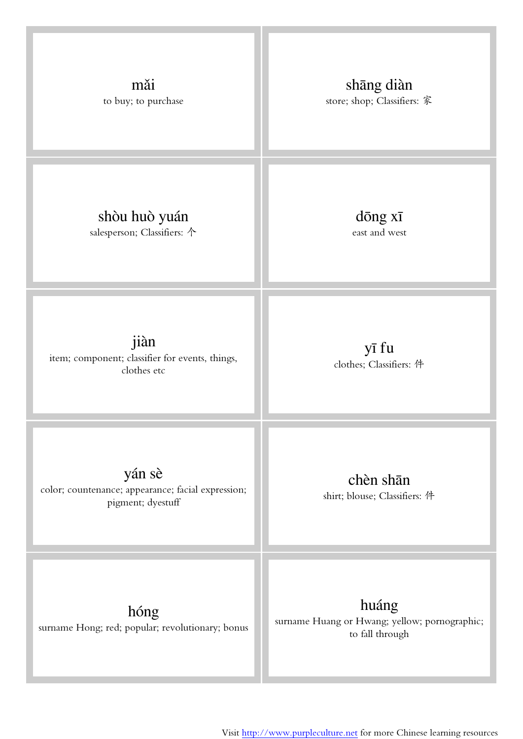| | |
|---|---|
| **mǎi**<br>to buy; to purchase | **shāng diàn**<br>store; shop; Classifiers: 家 |
| **shòu huò yuán**<br>salesperson; Classifiers: 个 | **dōng xī**<br>east and west |
| **jiàn**<br>item; component; classifier for events, things, clothes etc | **yī fu**<br>clothes; Classifiers: 件 |
| **yán sè**<br>color; countenance; appearance; facial expression; pigment; dyestuff | **chèn shān**<br>shirt; blouse; Classifiers: 件 |
| **hóng**<br>surname Hong; red; popular; revolutionary; bonus | **huáng**<br>surname Huang or Hwang; yellow; pornographic; to fall through |

Visit http://www.purpleculture.net for more Chinese learning resources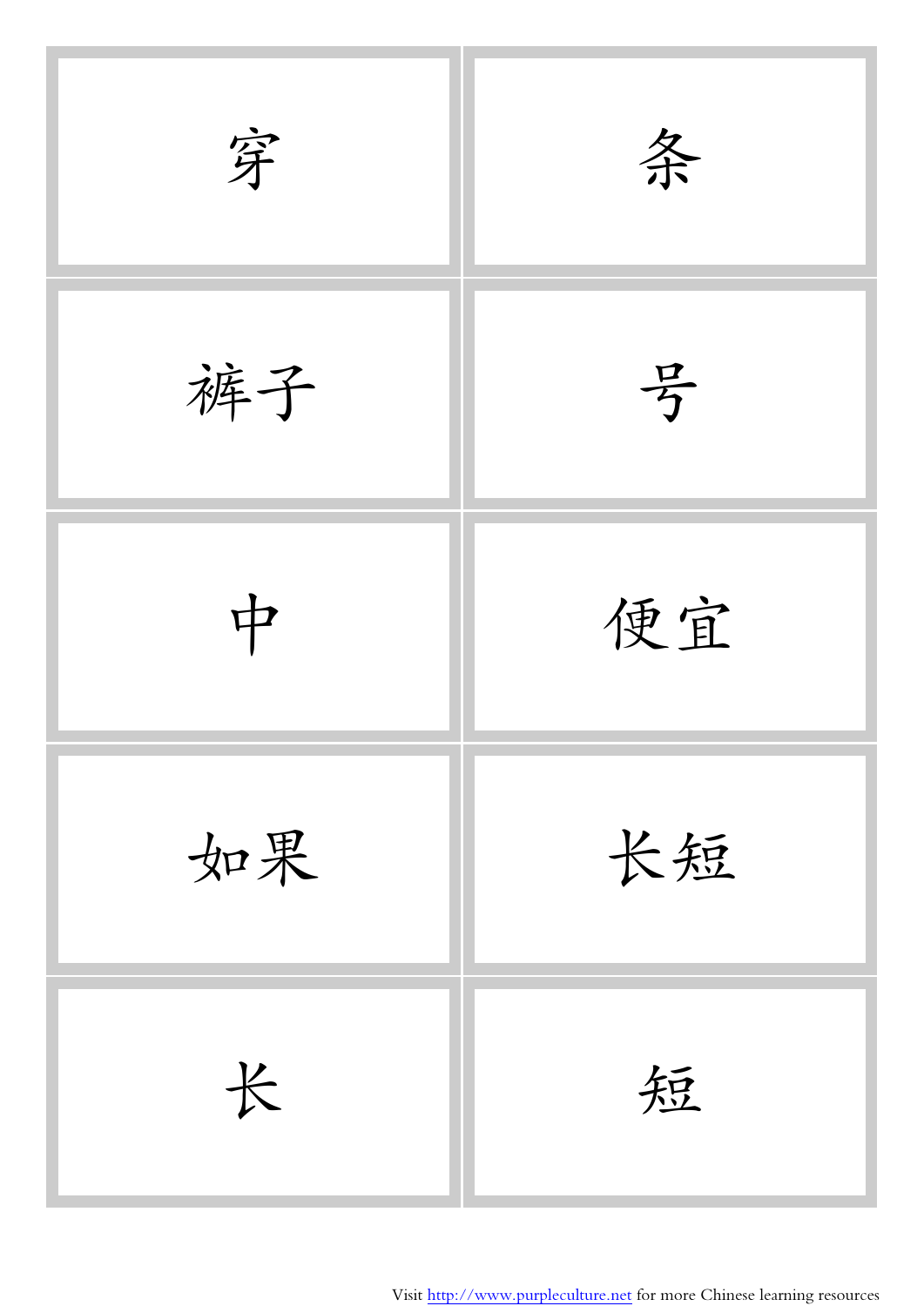| | |
|---|---|
| 穿 | 条 |
| 裤子 | 号 |
| 中 | 便宜 |
| 如果 | 长短 |
| 长 | 短 |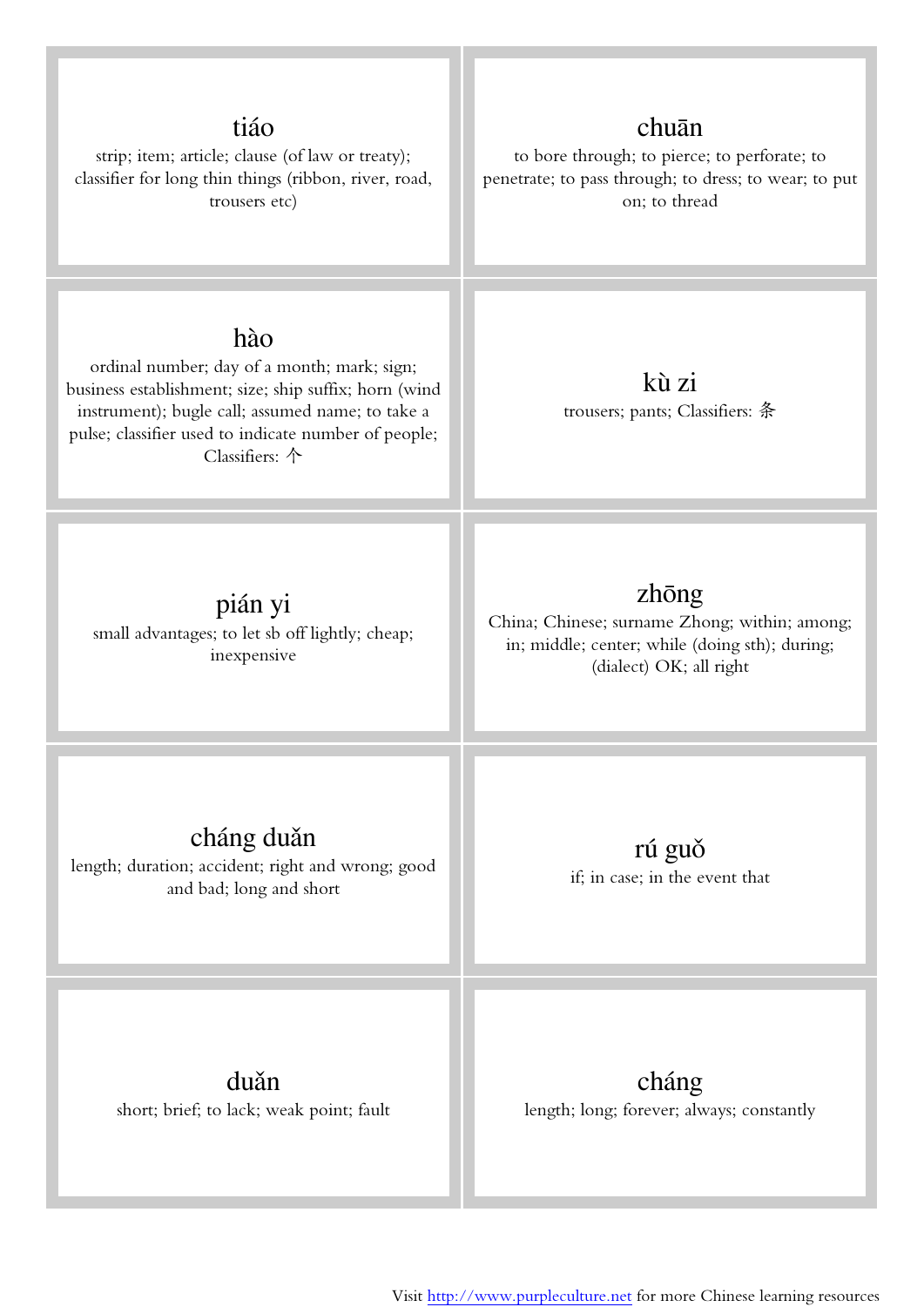| | |
|---|---|
| **tiáo**<br>strip; item; article; clause (of law or treaty); classifier for long thin things (ribbon, river, road, trousers etc) | **chuān**<br>to bore through; to pierce; to perforate; to penetrate; to pass through; to dress; to wear; to put on; to thread |
| **hào**<br>ordinal number; day of a month; mark; sign; business establishment; size; ship suffix; horn (wind instrument); bugle call; assumed name; to take a pulse; classifier used to indicate number of people; Classifiers: 个 | **kù zi**<br>trousers; pants; Classifiers: 条 |
| **pián yi**<br>small advantages; to let sb off lightly; cheap; inexpensive | **zhōng**<br>China; Chinese; surname Zhong; within; among; in; middle; center; while (doing sth); during; (dialect) OK; all right |
| **cháng duǎn**<br>length; duration; accident; right and wrong; good and bad; long and short | **rú guǒ**<br>if; in case; in the event that |
| **duǎn**<br>short; brief; to lack; weak point; fault | **cháng**<br>length; long; forever; always; constantly |

Visit http://www.purpleculture.net for more Chinese learning resources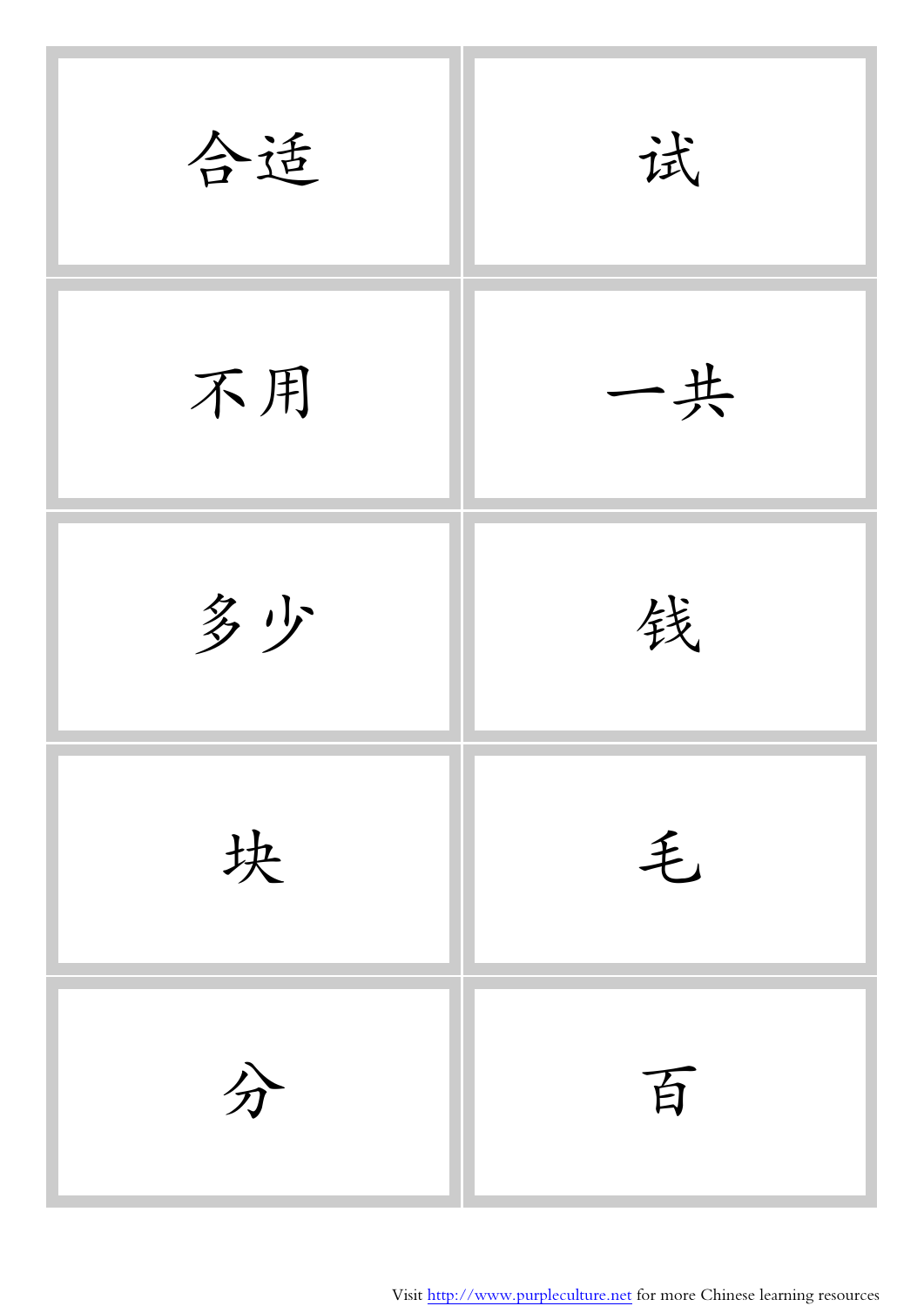| | |
|---|---|
| 合适 | 试 |
| 不用 | 一共 |
| 多少 | 钱 |
| 块 | 毛 |
| 分 | 百 |

Visit http://www.purpleculture.net for more Chinese learning resources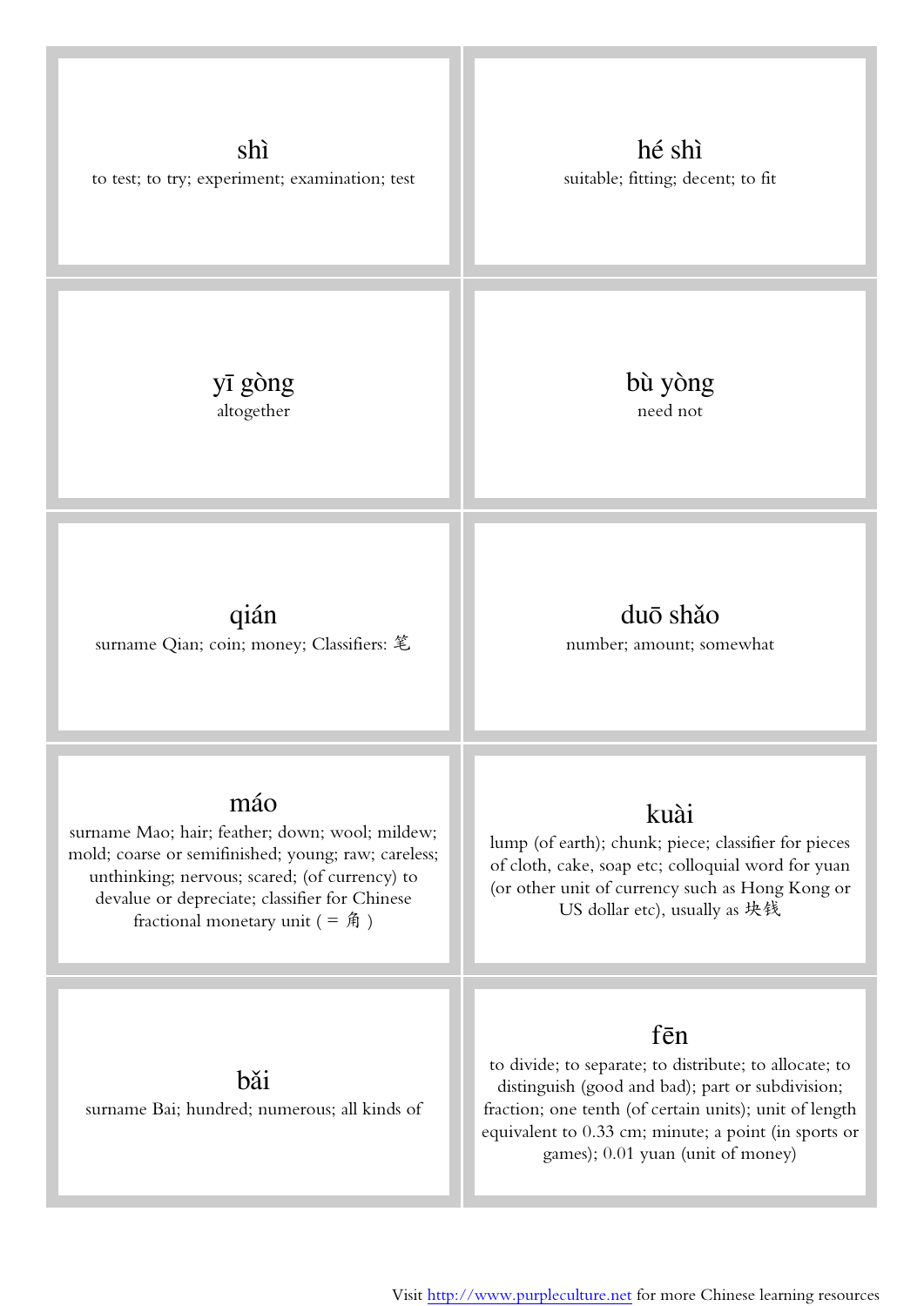**shì**
to test; to try; experiment; examination; test

**hé shì**
suitable; fitting; decent; to fit

**yī gòng**
altogether

**bù yòng**
need not

**qián**
surname Qian; coin; money; Classifiers: 笔

**duō shǎo**
number; amount; somewhat

**máo**
surname Mao; hair; feather; down; wool; mildew; mold; coarse or semifinished; young; raw; careless; unthinking; nervous; scared; (of currency) to devalue or depreciate; classifier for Chinese fractional monetary unit ( = 角 )

**kuài**
lump (of earth); chunk; piece; classifier for pieces of cloth, cake, soap etc; colloquial word for yuan (or other unit of currency such as Hong Kong or US dollar etc), usually as 块钱

**bǎi**
surname Bai; hundred; numerous; all kinds of

**fēn**
to divide; to separate; to distribute; to allocate; to distinguish (good and bad); part or subdivision; fraction; one tenth (of certain units); unit of length equivalent to 0.33 cm; minute; a point (in sports or games); 0.01 yuan (unit of money)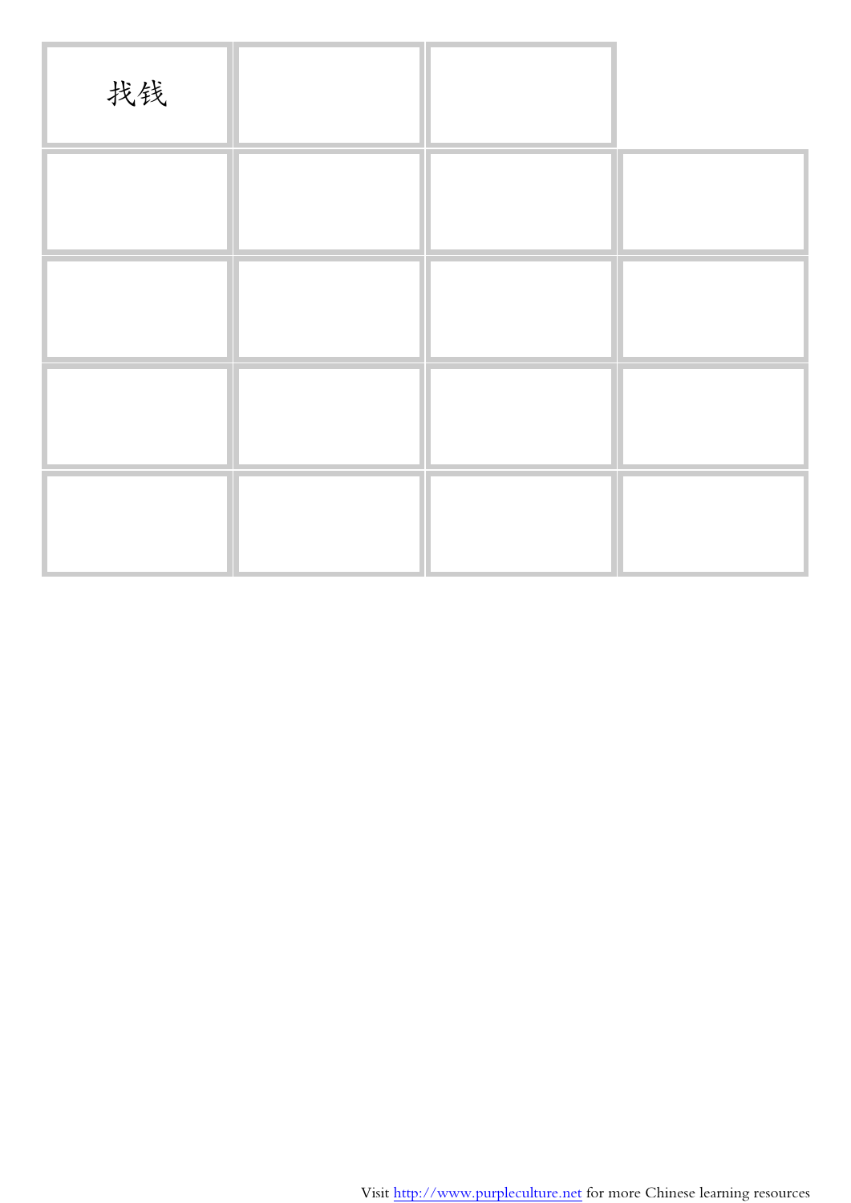| 找钱 | | | |
|---|---|---|---|
| | | | |
| | | | |
| | | | |
| | | | |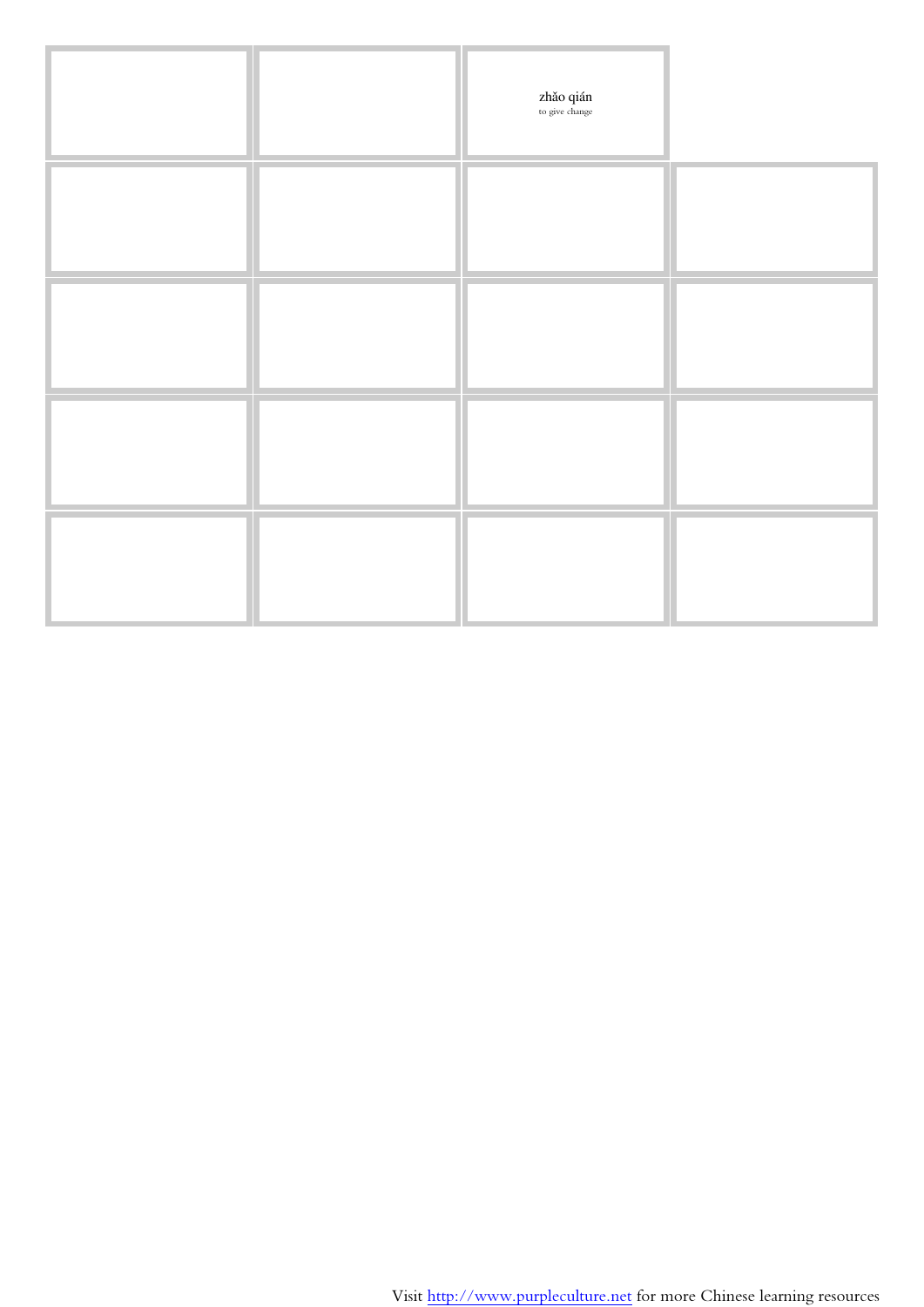| | | | |
|---|---|---|---|
| | | zhǎo qián<br>to give change | |
| | | | |
| | | | |
| | | | |
| | | | |